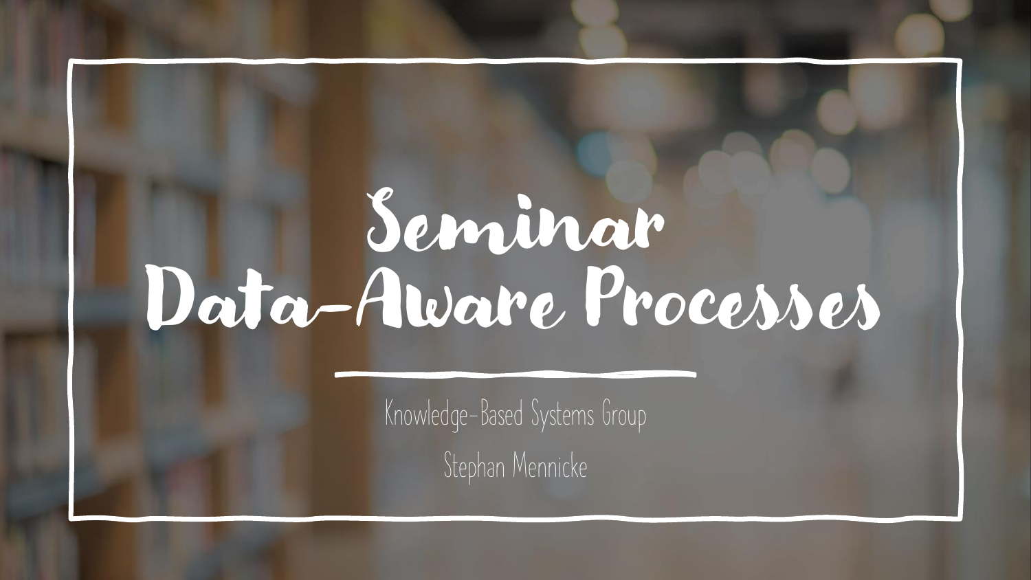# Seminar Data-Aware Processes

Knowledge-Based Systems Group

Stephan Mennicke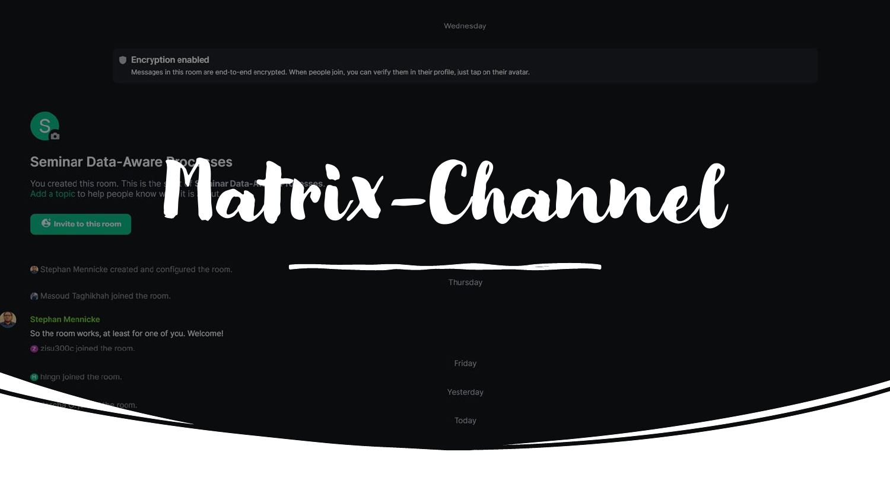# Matrix-Channel

Wednesday

**Encryption enabled**

Messages in this room are end-to-end encrypted. When people join, you can verify them in their profile, just tap on their avatar.

## Seminar Data-Aware Processes

You created this room. This is the start of Seminar Data-Aware Processes. Add a topic to help people know what it is about.

Invite to this room

Stephan Mennicke created and configured the room.

Masoud Taghikhah joined the room.

Thursday

**Stephan Mennicke**

So the room works, at least for one of you. Welcome!

zisu300c joined the room.

Friday

hlngn joined the room.

Yesterday

Today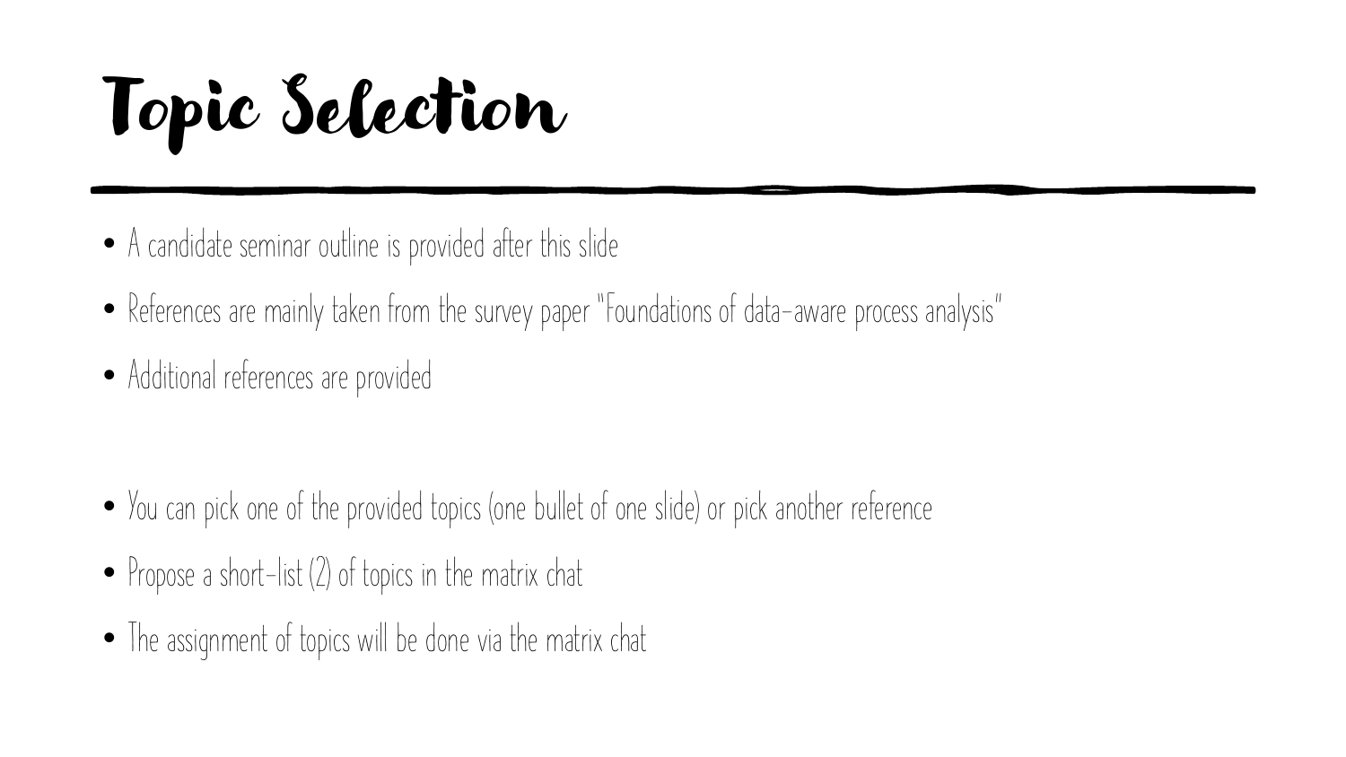# Topic Selection

- A candidate seminar outline is provided after this slide
- References are mainly taken from the survey paper "Foundations of data-aware process analysis"
- Additional references are provided

- You can pick one of the provided topics (one bullet of one slide) or pick another reference
- Propose a short-list (2) of topics in the matrix chat
- The assignment of topics will be done via the matrix chat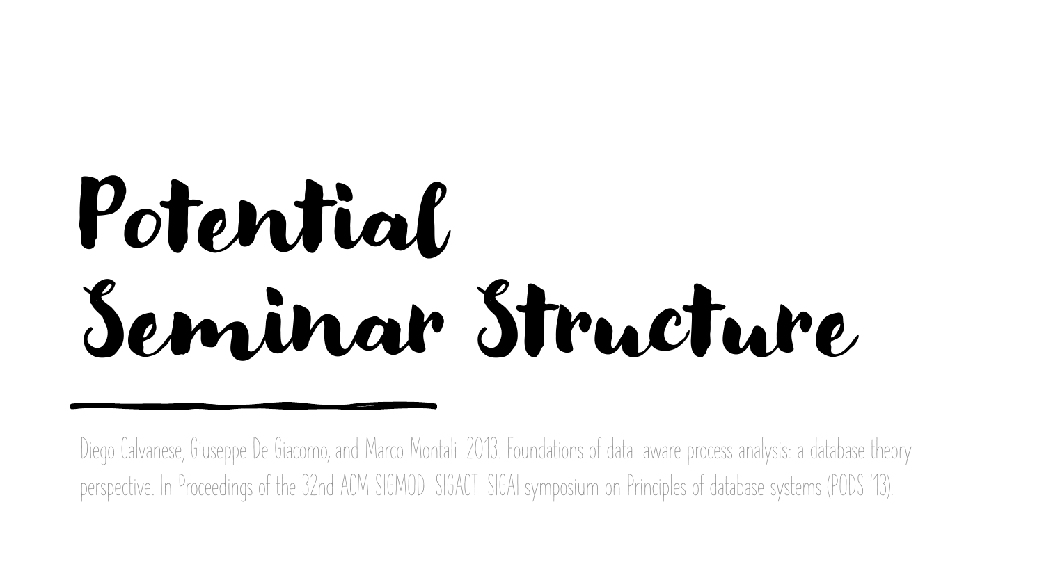# Potential Seminar Structure

Diego Calvanese, Giuseppe De Giacomo, and Marco Montali. 2013. Foundations of data-aware process analysis: a database theory perspective. In Proceedings of the 32nd ACM SIGMOD-SIGACT-SIGAI symposium on Principles of database systems (PODS '13).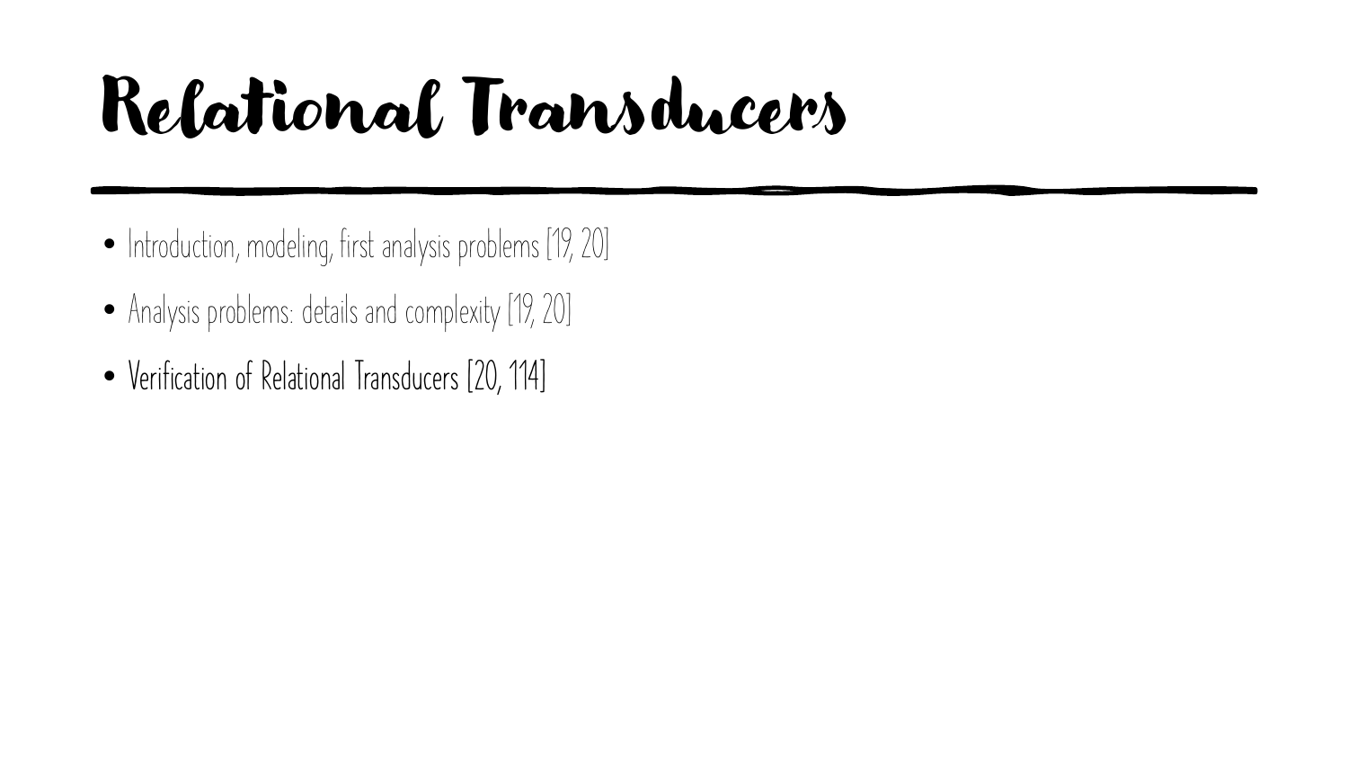# Relational Transducers

- Introduction, modeling, first analysis problems [19, 20]
- Analysis problems: details and complexity [19, 20]
- Verification of Relational Transducers [20, 114]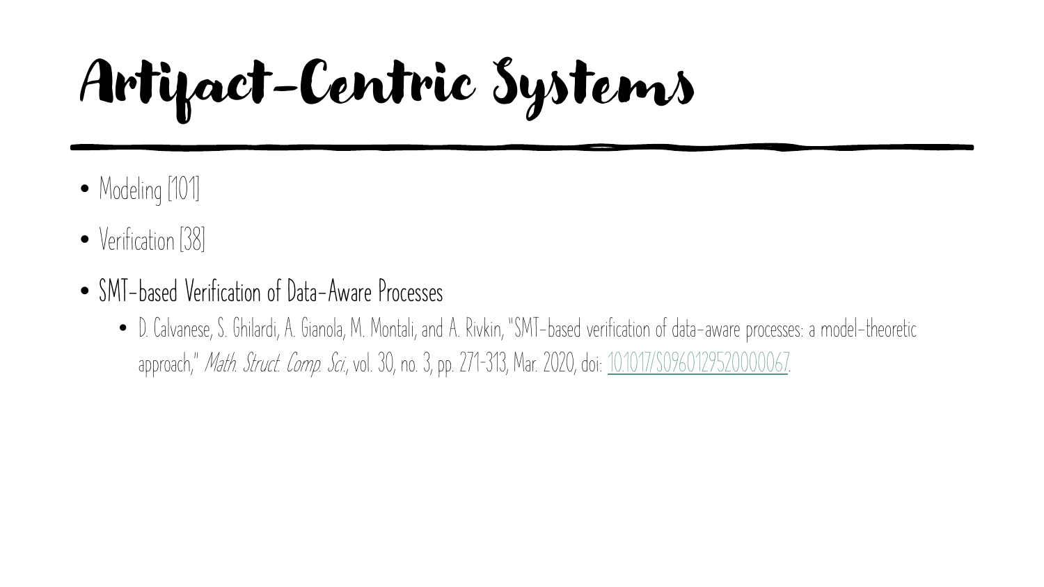# Artifact-Centric Systems

- Modeling [101]
- Verification [38]
- SMT-based Verification of Data-Aware Processes
  - D. Calvanese, S. Ghilardi, A. Gianola, M. Montali, and A. Rivkin, "SMT-based verification of data-aware processes: a model-theoretic approach," *Math. Struct. Comp. Sci.*, vol. 30, no. 3, pp. 271–313, Mar. 2020, doi: 10.1017/S0960129520000067.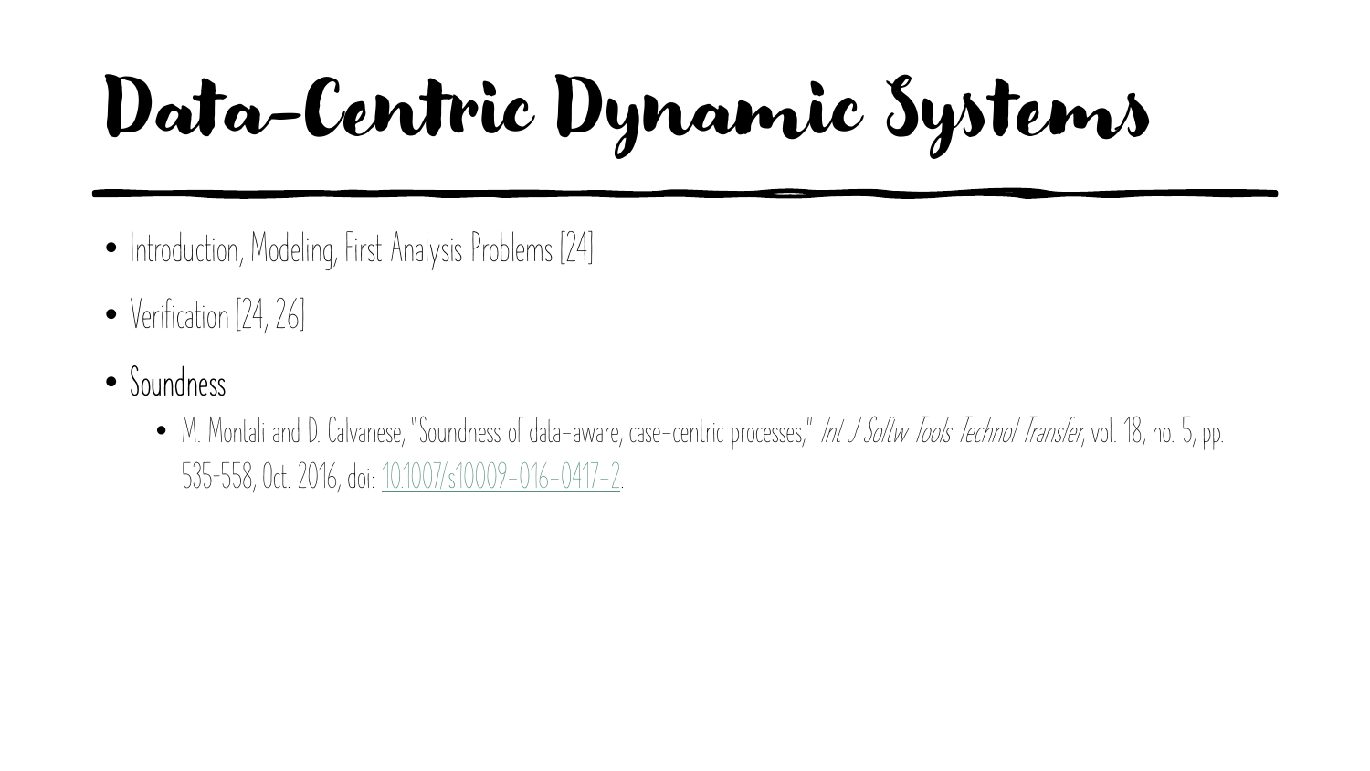# Data-Centric Dynamic Systems

- Introduction, Modeling, First Analysis Problems [24]
- Verification [24, 26]
- Soundness
  - M. Montali and D. Calvanese, "Soundness of data-aware, case-centric processes," *Int J Softw Tools Technol Transfer*, vol. 18, no. 5, pp. 535-558, Oct. 2016, doi: [10.1007/s10009-016-0417-2](https://doi.org/10.1007/s10009-016-0417-2).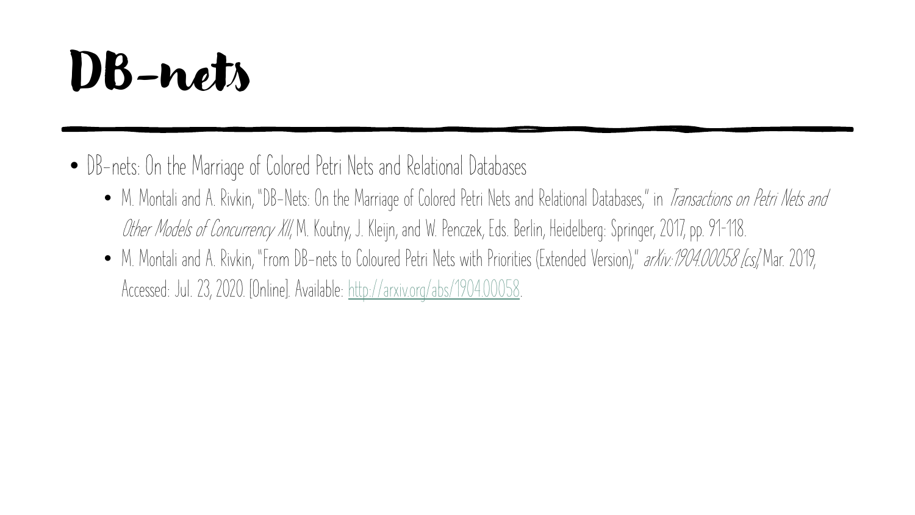# DB-nets

- DB-nets: On the Marriage of Colored Petri Nets and Relational Databases
  - M. Montali and A. Rivkin, "DB-Nets: On the Marriage of Colored Petri Nets and Relational Databases," in *Transactions on Petri Nets and Other Models of Concurrency XII*, M. Koutny, J. Kleijn, and W. Penczek, Eds. Berlin, Heidelberg: Springer, 2017, pp. 91–118.
  - M. Montali and A. Rivkin, "From DB-nets to Coloured Petri Nets with Priorities (Extended Version)," *arXiv:1904.00058 [cs]*, Mar. 2019, Accessed: Jul. 23, 2020. [Online]. Available: [http://arxiv.org/abs/1904.00058](http://arxiv.org/abs/1904.00058).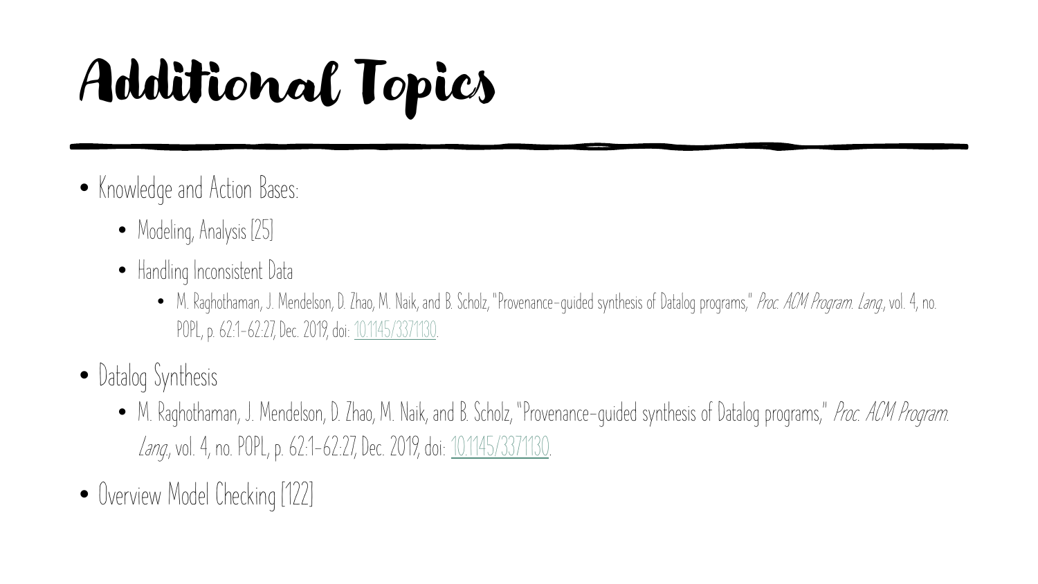# Additional Topics

- Knowledge and Action Bases:
  - Modeling, Analysis [25]
  - Handling Inconsistent Data
    - M. Raghothaman, J. Mendelson, D. Zhao, M. Naik, and B. Scholz, "Provenance-guided synthesis of Datalog programs," *Proc. ACM Program. Lang.*, vol. 4, no. POPL, p. 62:1-62:27, Dec. 2019, doi: [10.1145/3371130](https://doi.org/10.1145/3371130).
- Datalog Synthesis
  - M. Raghothaman, J. Mendelson, D. Zhao, M. Naik, and B. Scholz, "Provenance-guided synthesis of Datalog programs," *Proc. ACM Program. Lang.*, vol. 4, no. POPL, p. 62:1-62:27, Dec. 2019, doi: [10.1145/3371130](https://doi.org/10.1145/3371130).
- Overview Model Checking [122]